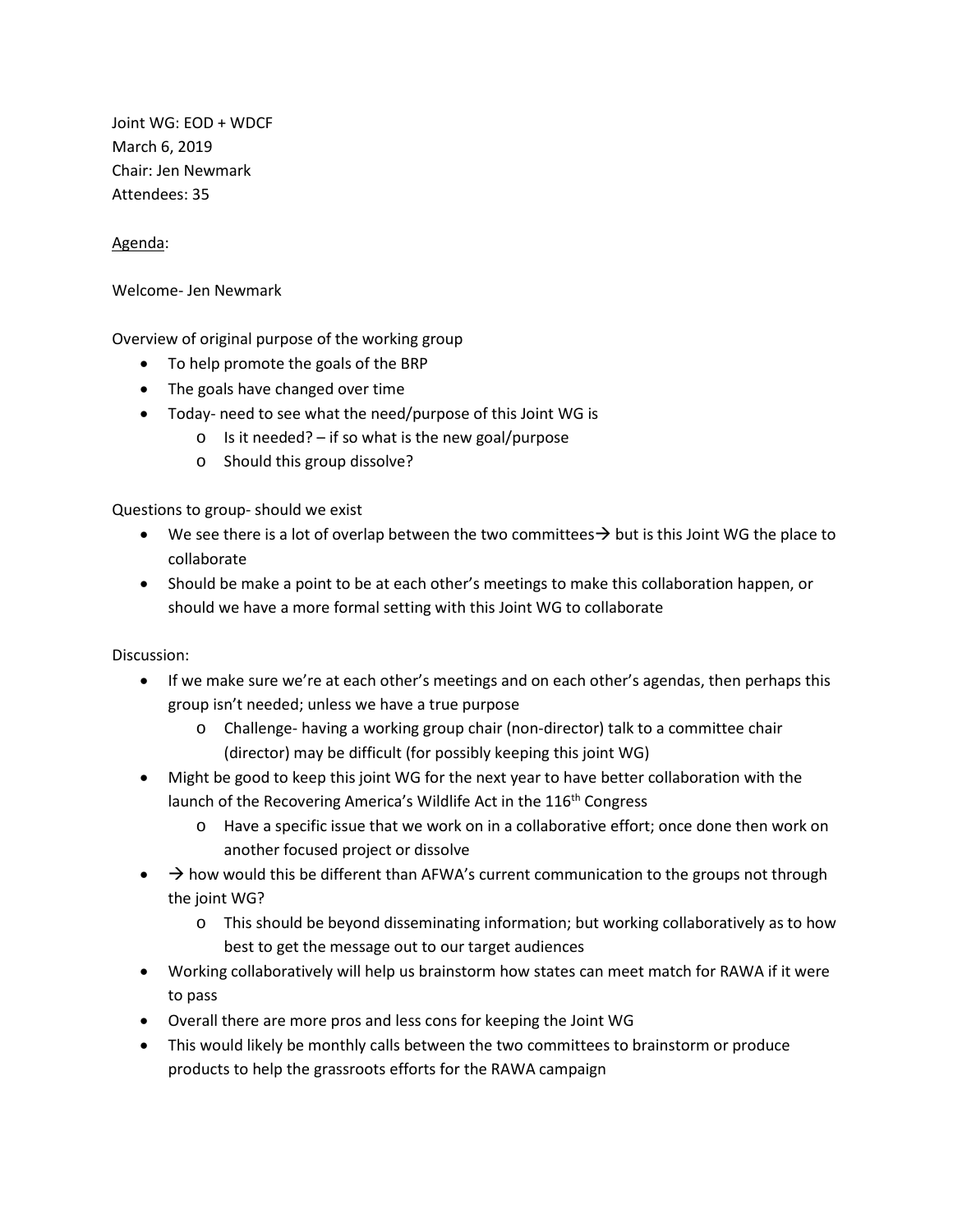Joint WG: EOD + WDCF
March 6, 2019
Chair: Jen Newmark
Attendees: 35

<u>Agenda</u>:

Welcome- Jen Newmark

Overview of original purpose of the working group

- To help promote the goals of the BRP
- The goals have changed over time
- Today- need to see what the need/purpose of this Joint WG is
    - Is it needed? – if so what is the new goal/purpose
    - Should this group dissolve?

Questions to group- should we exist

- We see there is a lot of overlap between the two committees→ but is this Joint WG the place to collaborate
- Should be make a point to be at each other's meetings to make this collaboration happen, or should we have a more formal setting with this Joint WG to collaborate

Discussion:

- If we make sure we're at each other's meetings and on each other's agendas, then perhaps this group isn't needed; unless we have a true purpose
    - Challenge- having a working group chair (non-director) talk to a committee chair (director) may be difficult (for possibly keeping this joint WG)
- Might be good to keep this joint WG for the next year to have better collaboration with the launch of the Recovering America's Wildlife Act in the 116th Congress
    - Have a specific issue that we work on in a collaborative effort; once done then work on another focused project or dissolve
- → how would this be different than AFWA's current communication to the groups not through the joint WG?
    - This should be beyond disseminating information; but working collaboratively as to how best to get the message out to our target audiences
- Working collaboratively will help us brainstorm how states can meet match for RAWA if it were to pass
- Overall there are more pros and less cons for keeping the Joint WG
- This would likely be monthly calls between the two committees to brainstorm or produce products to help the grassroots efforts for the RAWA campaign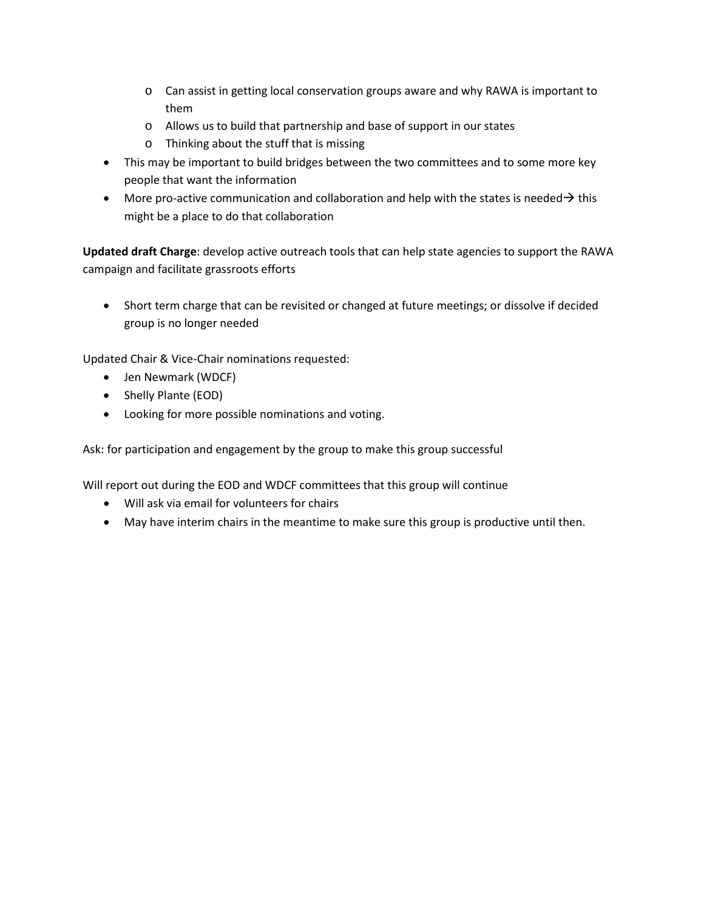- Can assist in getting local conservation groups aware and why RAWA is important to them
  - Allows us to build that partnership and base of support in our states
  - Thinking about the stuff that is missing
- This may be important to build bridges between the two committees and to some more key people that want the information
- More pro-active communication and collaboration and help with the states is needed→ this might be a place to do that collaboration

**Updated draft Charge**: develop active outreach tools that can help state agencies to support the RAWA campaign and facilitate grassroots efforts

- Short term charge that can be revisited or changed at future meetings; or dissolve if decided group is no longer needed

Updated Chair & Vice-Chair nominations requested:

- Jen Newmark (WDCF)
- Shelly Plante (EOD)
- Looking for more possible nominations and voting.

Ask: for participation and engagement by the group to make this group successful

Will report out during the EOD and WDCF committees that this group will continue

- Will ask via email for volunteers for chairs
- May have interim chairs in the meantime to make sure this group is productive until then.